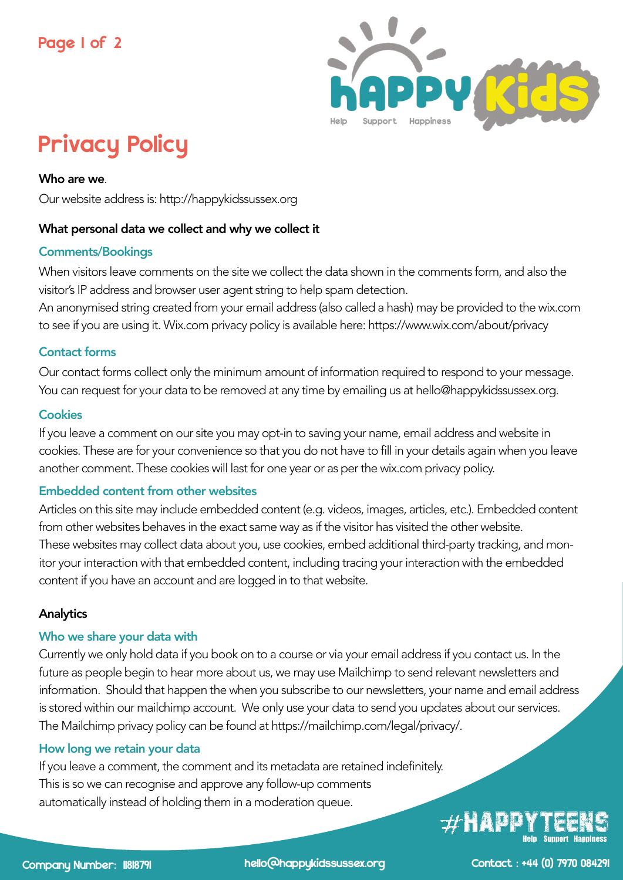# Privacy Policy

**Who are we**.

Our website address is: http://happykidssussex.org

**What personal data we collect and why we collect it**

### Comments/Bookings

When visitors leave comments on the site we collect the data shown in the comments form, and also the visitor's IP address and browser user agent string to help spam detection.

An anonymised string created from your email address (also called a hash) may be provided to the wix.com to see if you are using it. Wix.com privacy policy is available here: https://www.wix.com/about/privacy

### Contact forms

Our contact forms collect only the minimum amount of information required to respond to your message. You can request for your data to be removed at any time by emailing us at hello@happykidssussex.org.

### Cookies

If you leave a comment on our site you may opt-in to saving your name, email address and website in cookies. These are for your convenience so that you do not have to fill in your details again when you leave another comment. These cookies will last for one year or as per the wix.com privacy policy.

### Embedded content from other websites

Articles on this site may include embedded content (e.g. videos, images, articles, etc.). Embedded content from other websites behaves in the exact same way as if the visitor has visited the other website.

These websites may collect data about you, use cookies, embed additional third-party tracking, and monitor your interaction with that embedded content, including tracing your interaction with the embedded content if you have an account and are logged in to that website.

**Analytics**

### Who we share your data with

Currently we only hold data if you book on to a course or via your email address if you contact us. In the future as people begin to hear more about us, we may use Mailchimp to send relevant newsletters and information. Should that happen the when you subscribe to our newsletters, your name and email address is stored within our mailchimp account. We only use your data to send you updates about our services. The Mailchimp privacy policy can be found at https://mailchimp.com/legal/privacy/.

### How long we retain your data

If you leave a comment, the comment and its metadata are retained indefinitely.
This is so we can recognise and approve any follow-up comments automatically instead of holding them in a moderation queue.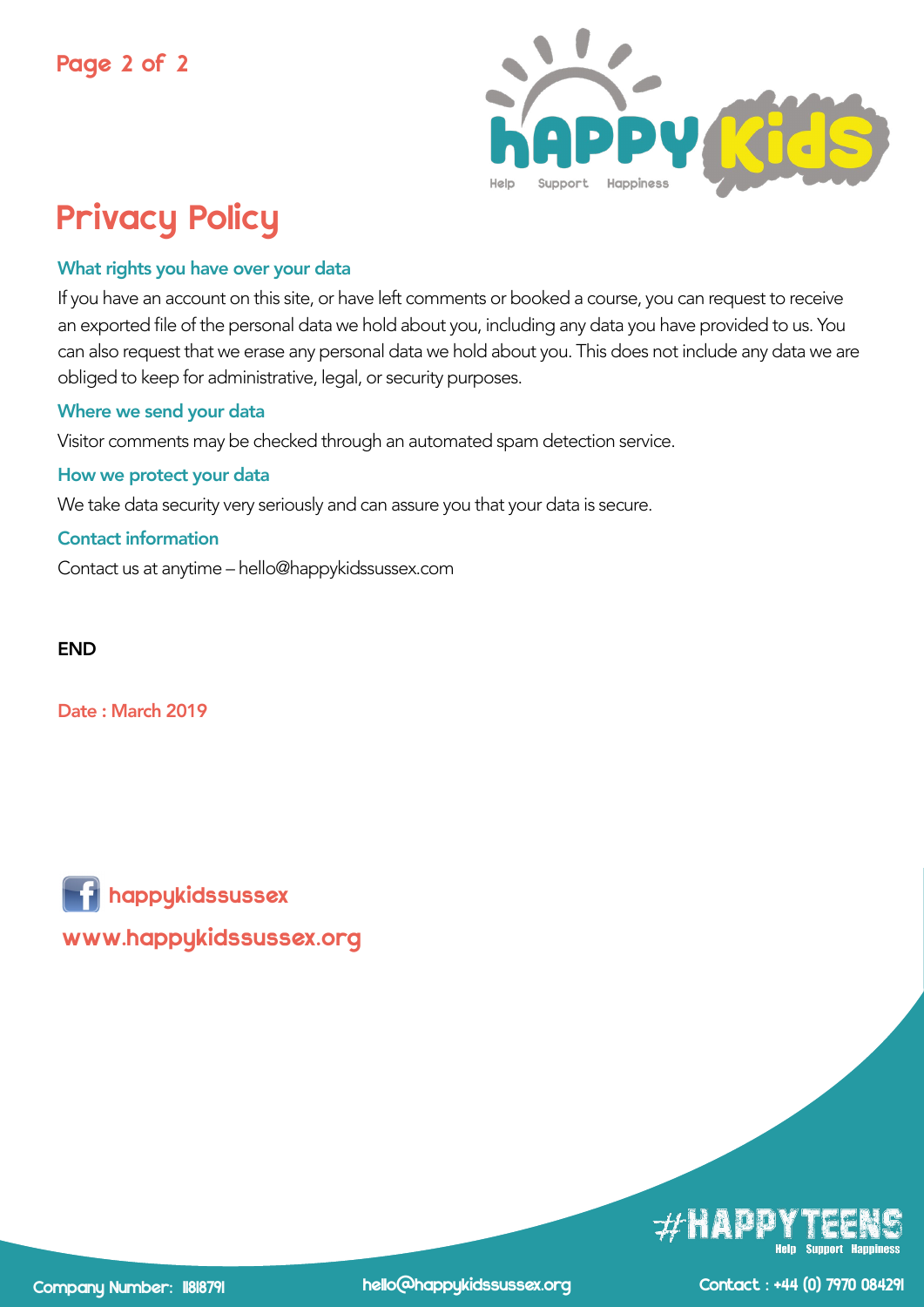# Privacy Policy

### What rights you have over your data

If you have an account on this site, or have left comments or booked a course, you can request to receive an exported file of the personal data we hold about you, including any data you have provided to us. You can also request that we erase any personal data we hold about you. This does not include any data we are obliged to keep for administrative, legal, or security purposes.

### Where we send your data

Visitor comments may be checked through an automated spam detection service.

### How we protect your data

We take data security very seriously and can assure you that your data is secure.

### Contact information

Contact us at anytime – hello@happykidssussex.com

**END**

Date : March 2019

happykidssussex

www.happykidssussex.org

Company Number: 11818791

hello@happykidssussex.org

Contact : +44 (0) 7970 084291